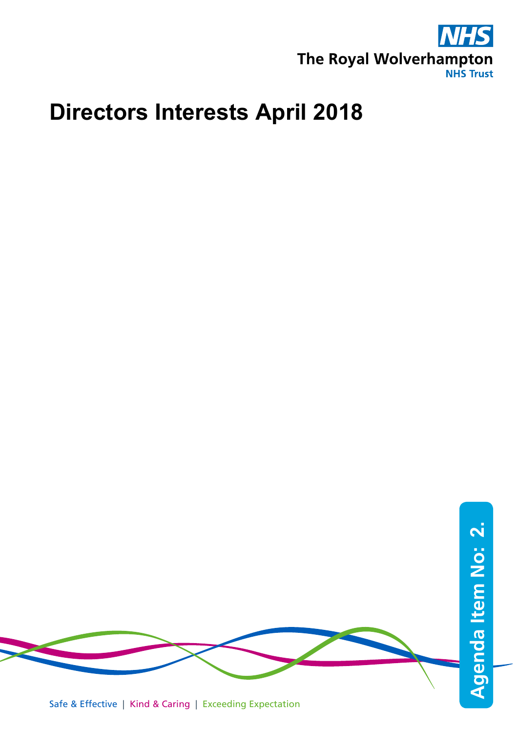NHS

The Royal Wolverhampton

NHS Trust

# Directors Interests April 2018

Agenda Item No: 2.

Safe & Effective | Kind & Caring | Exceeding Expectation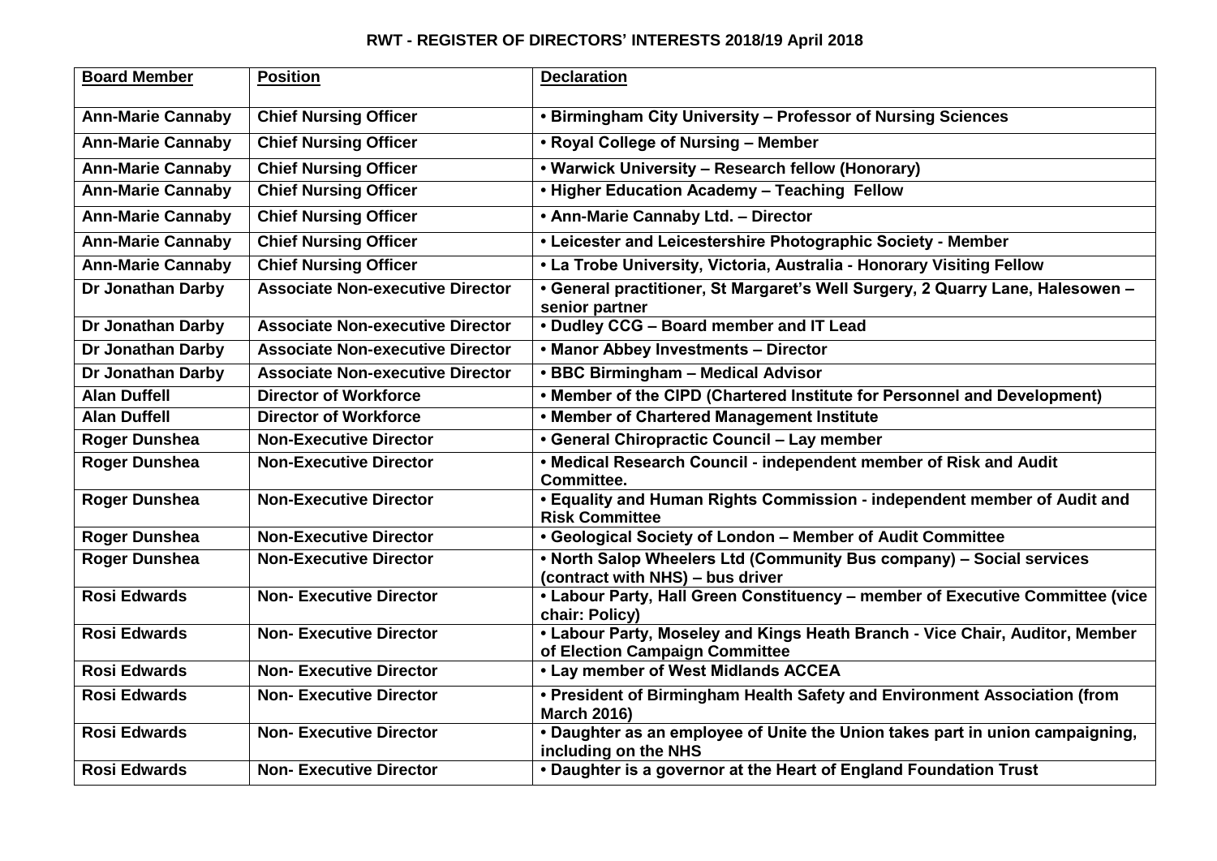# RWT - REGISTER OF DIRECTORS' INTERESTS 2018/19 April 2018

| Board Member | Position | Declaration |
|---|---|---|
| Ann-Marie Cannaby | Chief Nursing Officer | • Birmingham City University – Professor of Nursing Sciences |
| Ann-Marie Cannaby | Chief Nursing Officer | • Royal College of Nursing – Member |
| Ann-Marie Cannaby | Chief Nursing Officer | • Warwick University – Research fellow (Honorary) |
| Ann-Marie Cannaby | Chief Nursing Officer | • Higher Education Academy – Teaching Fellow |
| Ann-Marie Cannaby | Chief Nursing Officer | • Ann-Marie Cannaby Ltd. – Director |
| Ann-Marie Cannaby | Chief Nursing Officer | • Leicester and Leicestershire Photographic Society - Member |
| Ann-Marie Cannaby | Chief Nursing Officer | • La Trobe University, Victoria, Australia - Honorary Visiting Fellow |
| Dr Jonathan Darby | Associate Non-executive Director | • General practitioner, St Margaret's Well Surgery, 2 Quarry Lane, Halesowen – senior partner |
| Dr Jonathan Darby | Associate Non-executive Director | • Dudley CCG – Board member and IT Lead |
| Dr Jonathan Darby | Associate Non-executive Director | • Manor Abbey Investments – Director |
| Dr Jonathan Darby | Associate Non-executive Director | • BBC Birmingham – Medical Advisor |
| Alan Duffell | Director of Workforce | • Member of the CIPD (Chartered Institute for Personnel and Development) |
| Alan Duffell | Director of Workforce | • Member of Chartered Management Institute |
| Roger Dunshea | Non-Executive Director | • General Chiropractic Council – Lay member |
| Roger Dunshea | Non-Executive Director | • Medical Research Council - independent member of Risk and Audit Committee. |
| Roger Dunshea | Non-Executive Director | • Equality and Human Rights Commission - independent member of Audit and Risk Committee |
| Roger Dunshea | Non-Executive Director | • Geological Society of London – Member of Audit Committee |
| Roger Dunshea | Non-Executive Director | • North Salop Wheelers Ltd (Community Bus company) – Social services (contract with NHS) – bus driver |
| Rosi Edwards | Non- Executive Director | • Labour Party, Hall Green Constituency – member of Executive Committee (vice chair: Policy) |
| Rosi Edwards | Non- Executive Director | • Labour Party, Moseley and Kings Heath Branch - Vice Chair, Auditor, Member of Election Campaign Committee |
| Rosi Edwards | Non- Executive Director | • Lay member of West Midlands ACCEA |
| Rosi Edwards | Non- Executive Director | • President of Birmingham Health Safety and Environment Association (from March 2016) |
| Rosi Edwards | Non- Executive Director | • Daughter as an employee of Unite the Union takes part in union campaigning, including on the NHS |
| Rosi Edwards | Non- Executive Director | • Daughter is a governor at the Heart of England Foundation Trust |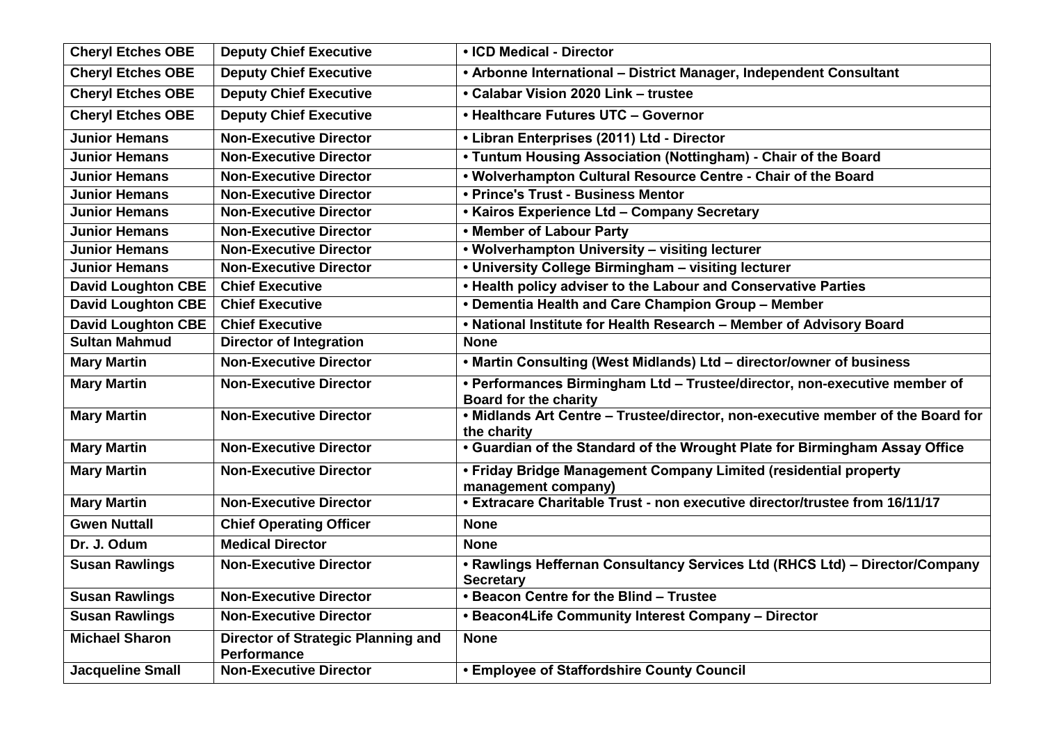| **Cheryl Etches OBE** | **Deputy Chief Executive** | **• ICD Medical - Director** |
|---|---|---|
| **Cheryl Etches OBE** | **Deputy Chief Executive** | **• Arbonne International – District Manager, Independent Consultant** |
| **Cheryl Etches OBE** | **Deputy Chief Executive** | **• Calabar Vision 2020 Link – trustee** |
| **Cheryl Etches OBE** | **Deputy Chief Executive** | **• Healthcare Futures UTC – Governor** |
| **Junior Hemans** | **Non-Executive Director** | **• Libran Enterprises (2011) Ltd - Director** |
| **Junior Hemans** | **Non-Executive Director** | **• Tuntum Housing Association (Nottingham) - Chair of the Board** |
| **Junior Hemans** | **Non-Executive Director** | **• Wolverhampton Cultural Resource Centre - Chair of the Board** |
| **Junior Hemans** | **Non-Executive Director** | **• Prince's Trust - Business Mentor** |
| **Junior Hemans** | **Non-Executive Director** | **• Kairos Experience Ltd – Company Secretary** |
| **Junior Hemans** | **Non-Executive Director** | **• Member of Labour Party** |
| **Junior Hemans** | **Non-Executive Director** | **• Wolverhampton University – visiting lecturer** |
| **Junior Hemans** | **Non-Executive Director** | **• University College Birmingham – visiting lecturer** |
| **David Loughton CBE** | **Chief Executive** | **• Health policy adviser to the Labour and Conservative Parties** |
| **David Loughton CBE** | **Chief Executive** | **• Dementia Health and Care Champion Group – Member** |
| **David Loughton CBE** | **Chief Executive** | **• National Institute for Health Research – Member of Advisory Board** |
| **Sultan Mahmud** | **Director of Integration** | **None** |
| **Mary Martin** | **Non-Executive Director** | **• Martin Consulting (West Midlands) Ltd – director/owner of business** |
| **Mary Martin** | **Non-Executive Director** | **• Performances Birmingham Ltd – Trustee/director, non-executive member of Board for the charity** |
| **Mary Martin** | **Non-Executive Director** | **• Midlands Art Centre – Trustee/director, non-executive member of the Board for the charity** |
| **Mary Martin** | **Non-Executive Director** | **• Guardian of the Standard of the Wrought Plate for Birmingham Assay Office** |
| **Mary Martin** | **Non-Executive Director** | **• Friday Bridge Management Company Limited (residential property management company)** |
| **Mary Martin** | **Non-Executive Director** | **• Extracare Charitable Trust - non executive director/trustee from 16/11/17** |
| **Gwen Nuttall** | **Chief Operating Officer** | **None** |
| **Dr. J. Odum** | **Medical Director** | **None** |
| **Susan Rawlings** | **Non-Executive Director** | **• Rawlings Heffernan Consultancy Services Ltd (RHCS Ltd) – Director/Company Secretary** |
| **Susan Rawlings** | **Non-Executive Director** | **• Beacon Centre for the Blind – Trustee** |
| **Susan Rawlings** | **Non-Executive Director** | **• Beacon4Life Community Interest Company – Director** |
| **Michael Sharon** | **Director of Strategic Planning and Performance** | **None** |
| **Jacqueline Small** | **Non-Executive Director** | **• Employee of Staffordshire County Council** |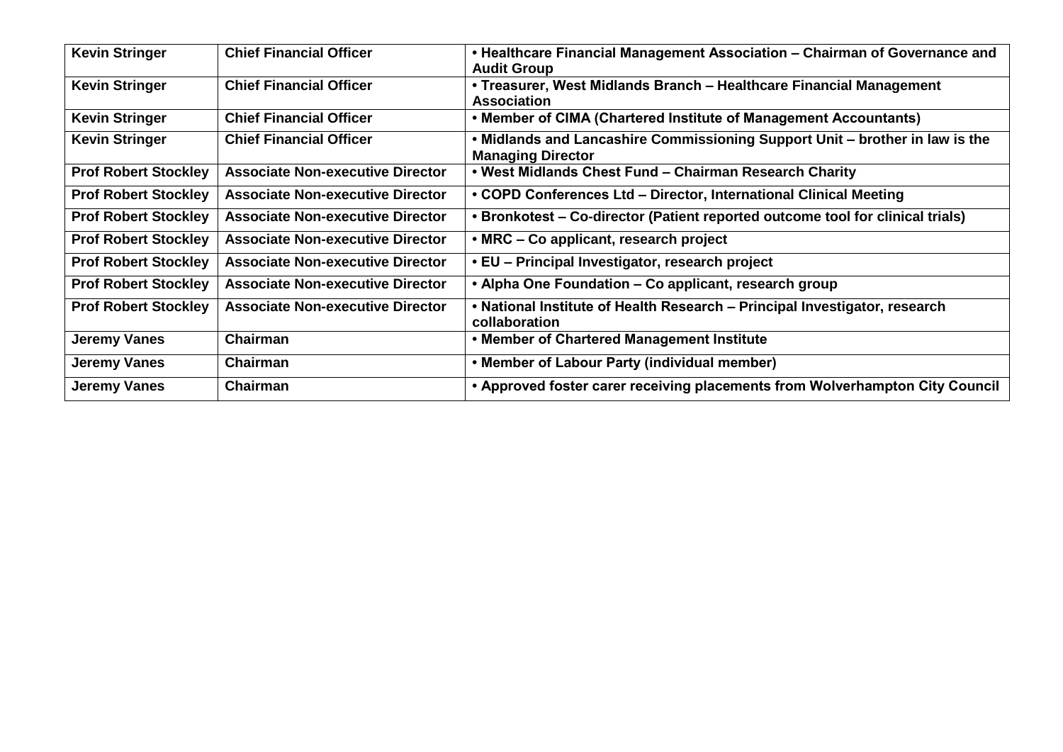| | | |
|---|---|---|
| **Kevin Stringer** | **Chief Financial Officer** | **• Healthcare Financial Management Association – Chairman of Governance and Audit Group** |
| **Kevin Stringer** | **Chief Financial Officer** | **• Treasurer, West Midlands Branch – Healthcare Financial Management Association** |
| **Kevin Stringer** | **Chief Financial Officer** | **• Member of CIMA (Chartered Institute of Management Accountants)** |
| **Kevin Stringer** | **Chief Financial Officer** | **• Midlands and Lancashire Commissioning Support Unit – brother in law is the Managing Director** |
| **Prof Robert Stockley** | **Associate Non-executive Director** | **• West Midlands Chest Fund – Chairman Research Charity** |
| **Prof Robert Stockley** | **Associate Non-executive Director** | **• COPD Conferences Ltd – Director, International Clinical Meeting** |
| **Prof Robert Stockley** | **Associate Non-executive Director** | **• Bronkotest – Co-director (Patient reported outcome tool for clinical trials)** |
| **Prof Robert Stockley** | **Associate Non-executive Director** | **• MRC – Co applicant, research project** |
| **Prof Robert Stockley** | **Associate Non-executive Director** | **• EU – Principal Investigator, research project** |
| **Prof Robert Stockley** | **Associate Non-executive Director** | **• Alpha One Foundation – Co applicant, research group** |
| **Prof Robert Stockley** | **Associate Non-executive Director** | **• National Institute of Health Research – Principal Investigator, research collaboration** |
| **Jeremy Vanes** | **Chairman** | **• Member of Chartered Management Institute** |
| **Jeremy Vanes** | **Chairman** | **• Member of Labour Party (individual member)** |
| **Jeremy Vanes** | **Chairman** | **• Approved foster carer receiving placements from Wolverhampton City Council** |